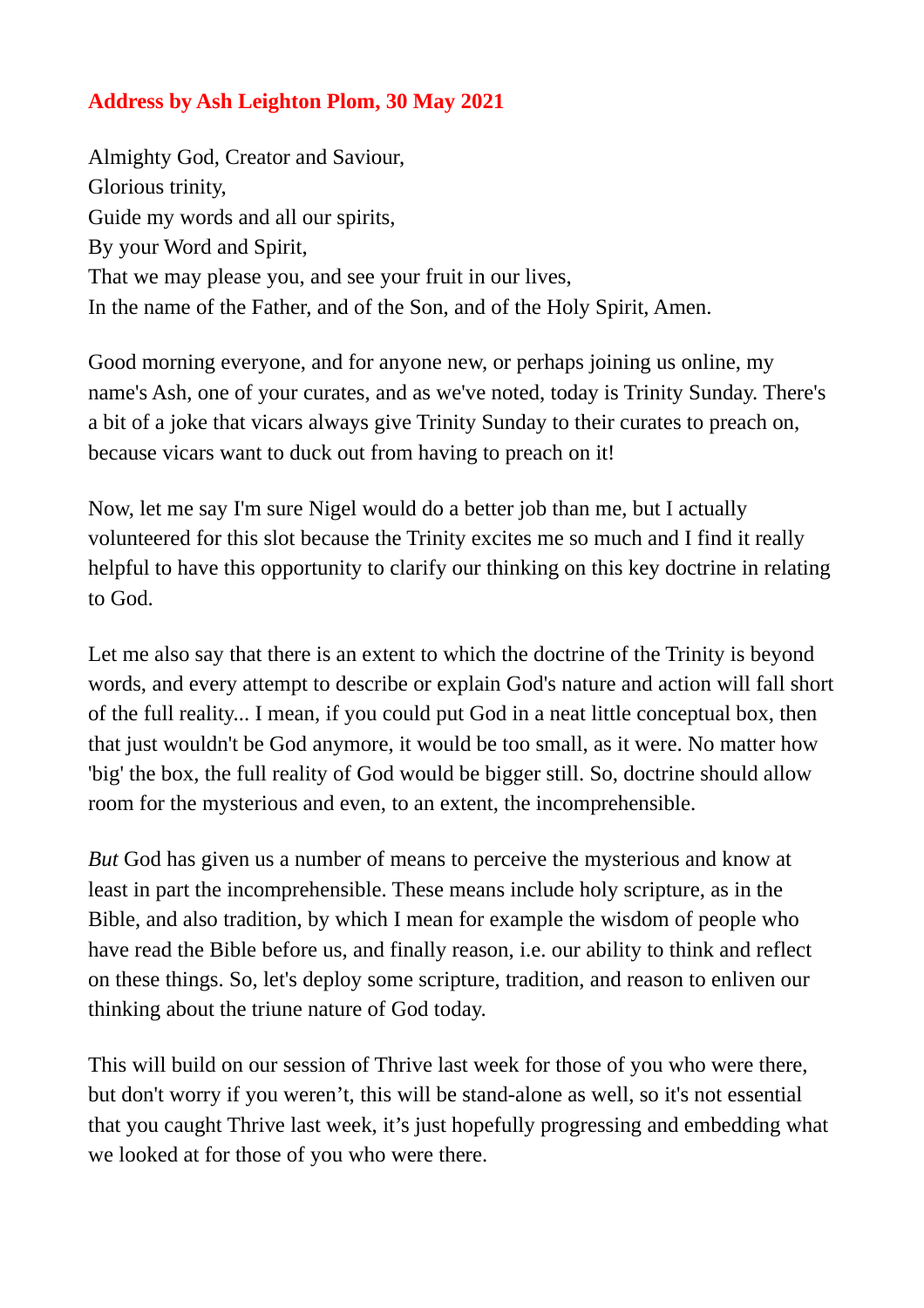# **Address by Ash Leighton Plom, 30 May 2021**

Almighty God, Creator and Saviour,
Glorious trinity,
Guide my words and all our spirits,
By your Word and Spirit,
That we may please you, and see your fruit in our lives,
In the name of the Father, and of the Son, and of the Holy Spirit, Amen.

Good morning everyone, and for anyone new, or perhaps joining us online, my name's Ash, one of your curates, and as we've noted, today is Trinity Sunday. There's a bit of a joke that vicars always give Trinity Sunday to their curates to preach on, because vicars want to duck out from having to preach on it!

Now, let me say I'm sure Nigel would do a better job than me, but I actually volunteered for this slot because the Trinity excites me so much and I find it really helpful to have this opportunity to clarify our thinking on this key doctrine in relating to God.

Let me also say that there is an extent to which the doctrine of the Trinity is beyond words, and every attempt to describe or explain God's nature and action will fall short of the full reality... I mean, if you could put God in a neat little conceptual box, then that just wouldn't be God anymore, it would be too small, as it were. No matter how 'big' the box, the full reality of God would be bigger still. So, doctrine should allow room for the mysterious and even, to an extent, the incomprehensible.

*But* God has given us a number of means to perceive the mysterious and know at least in part the incomprehensible. These means include holy scripture, as in the Bible, and also tradition, by which I mean for example the wisdom of people who have read the Bible before us, and finally reason, i.e. our ability to think and reflect on these things. So, let's deploy some scripture, tradition, and reason to enliven our thinking about the triune nature of God today.

This will build on our session of Thrive last week for those of you who were there, but don't worry if you weren't, this will be stand-alone as well, so it's not essential that you caught Thrive last week, it's just hopefully progressing and embedding what we looked at for those of you who were there.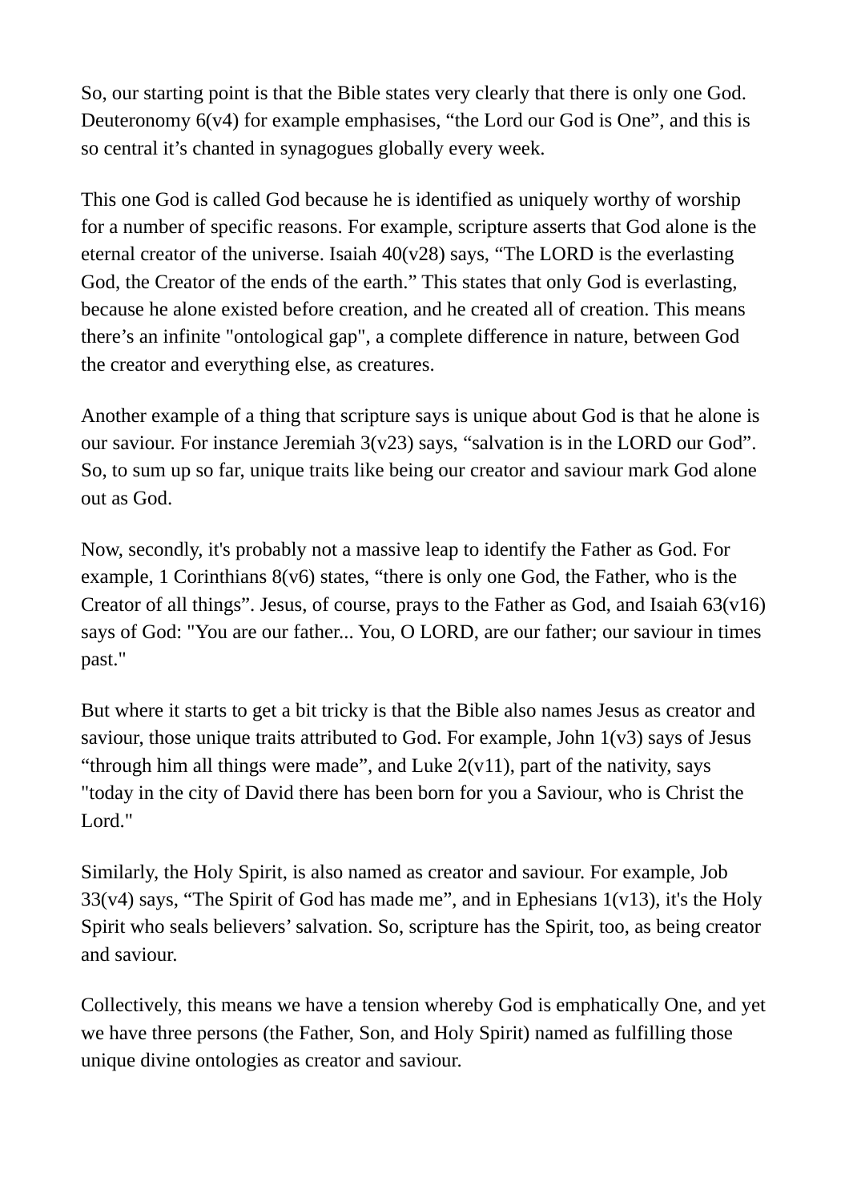So, our starting point is that the Bible states very clearly that there is only one God. Deuteronomy 6(v4) for example emphasises, “the Lord our God is One”, and this is so central it’s chanted in synagogues globally every week.

This one God is called God because he is identified as uniquely worthy of worship for a number of specific reasons. For example, scripture asserts that God alone is the eternal creator of the universe. Isaiah 40(v28) says, “The LORD is the everlasting God, the Creator of the ends of the earth.” This states that only God is everlasting, because he alone existed before creation, and he created all of creation. This means there’s an infinite "ontological gap", a complete difference in nature, between God the creator and everything else, as creatures.

Another example of a thing that scripture says is unique about God is that he alone is our saviour. For instance Jeremiah 3(v23) says, “salvation is in the LORD our God”. So, to sum up so far, unique traits like being our creator and saviour mark God alone out as God.

Now, secondly, it's probably not a massive leap to identify the Father as God. For example, 1 Corinthians 8(v6) states, “there is only one God, the Father, who is the Creator of all things”. Jesus, of course, prays to the Father as God, and Isaiah 63(v16) says of God: "You are our father... You, O LORD, are our father; our saviour in times past."

But where it starts to get a bit tricky is that the Bible also names Jesus as creator and saviour, those unique traits attributed to God. For example, John 1(v3) says of Jesus “through him all things were made”, and Luke 2(v11), part of the nativity, says "today in the city of David there has been born for you a Saviour, who is Christ the Lord."

Similarly, the Holy Spirit, is also named as creator and saviour. For example, Job 33(v4) says, “The Spirit of God has made me”, and in Ephesians 1(v13), it's the Holy Spirit who seals believers’ salvation. So, scripture has the Spirit, too, as being creator and saviour.

Collectively, this means we have a tension whereby God is emphatically One, and yet we have three persons (the Father, Son, and Holy Spirit) named as fulfilling those unique divine ontologies as creator and saviour.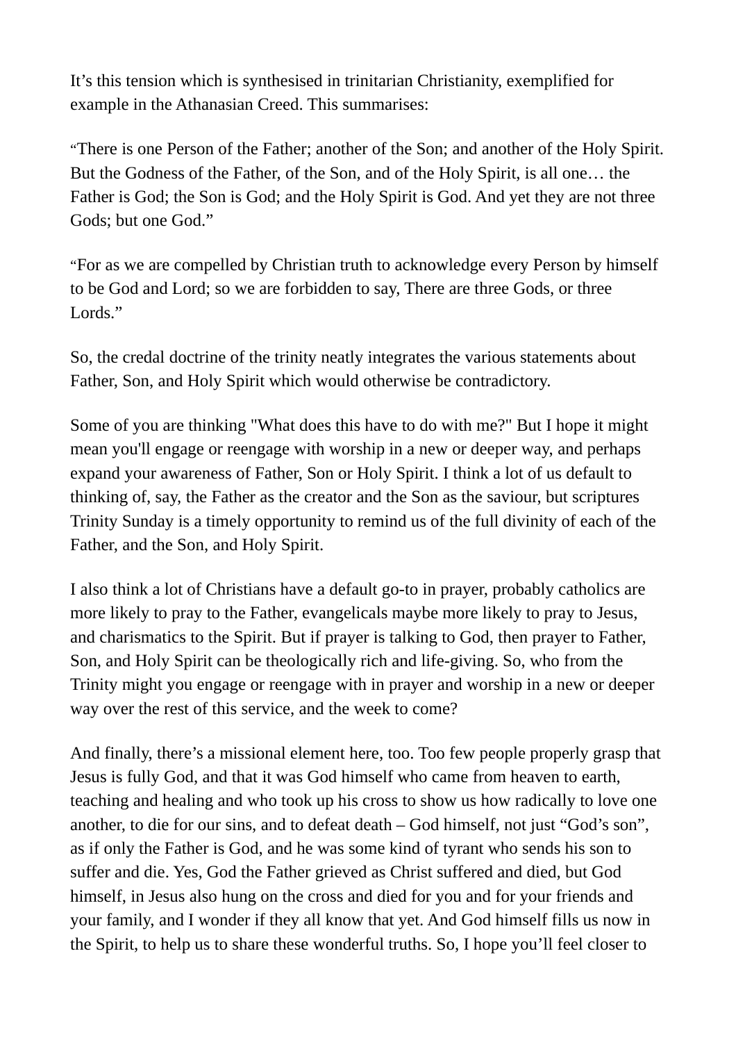It's this tension which is synthesised in trinitarian Christianity, exemplified for example in the Athanasian Creed. This summarises:

"There is one Person of the Father; another of the Son; and another of the Holy Spirit. But the Godness of the Father, of the Son, and of the Holy Spirit, is all one… the Father is God; the Son is God; and the Holy Spirit is God. And yet they are not three Gods; but one God."

"For as we are compelled by Christian truth to acknowledge every Person by himself to be God and Lord; so we are forbidden to say, There are three Gods, or three Lords."

So, the credal doctrine of the trinity neatly integrates the various statements about Father, Son, and Holy Spirit which would otherwise be contradictory.

Some of you are thinking "What does this have to do with me?" But I hope it might mean you'll engage or reengage with worship in a new or deeper way, and perhaps expand your awareness of Father, Son or Holy Spirit. I think a lot of us default to thinking of, say, the Father as the creator and the Son as the saviour, but scriptures Trinity Sunday is a timely opportunity to remind us of the full divinity of each of the Father, and the Son, and Holy Spirit.

I also think a lot of Christians have a default go-to in prayer, probably catholics are more likely to pray to the Father, evangelicals maybe more likely to pray to Jesus, and charismatics to the Spirit. But if prayer is talking to God, then prayer to Father, Son, and Holy Spirit can be theologically rich and life-giving. So, who from the Trinity might you engage or reengage with in prayer and worship in a new or deeper way over the rest of this service, and the week to come?

And finally, there's a missional element here, too. Too few people properly grasp that Jesus is fully God, and that it was God himself who came from heaven to earth, teaching and healing and who took up his cross to show us how radically to love one another, to die for our sins, and to defeat death – God himself, not just "God's son", as if only the Father is God, and he was some kind of tyrant who sends his son to suffer and die. Yes, God the Father grieved as Christ suffered and died, but God himself, in Jesus also hung on the cross and died for you and for your friends and your family, and I wonder if they all know that yet. And God himself fills us now in the Spirit, to help us to share these wonderful truths. So, I hope you'll feel closer to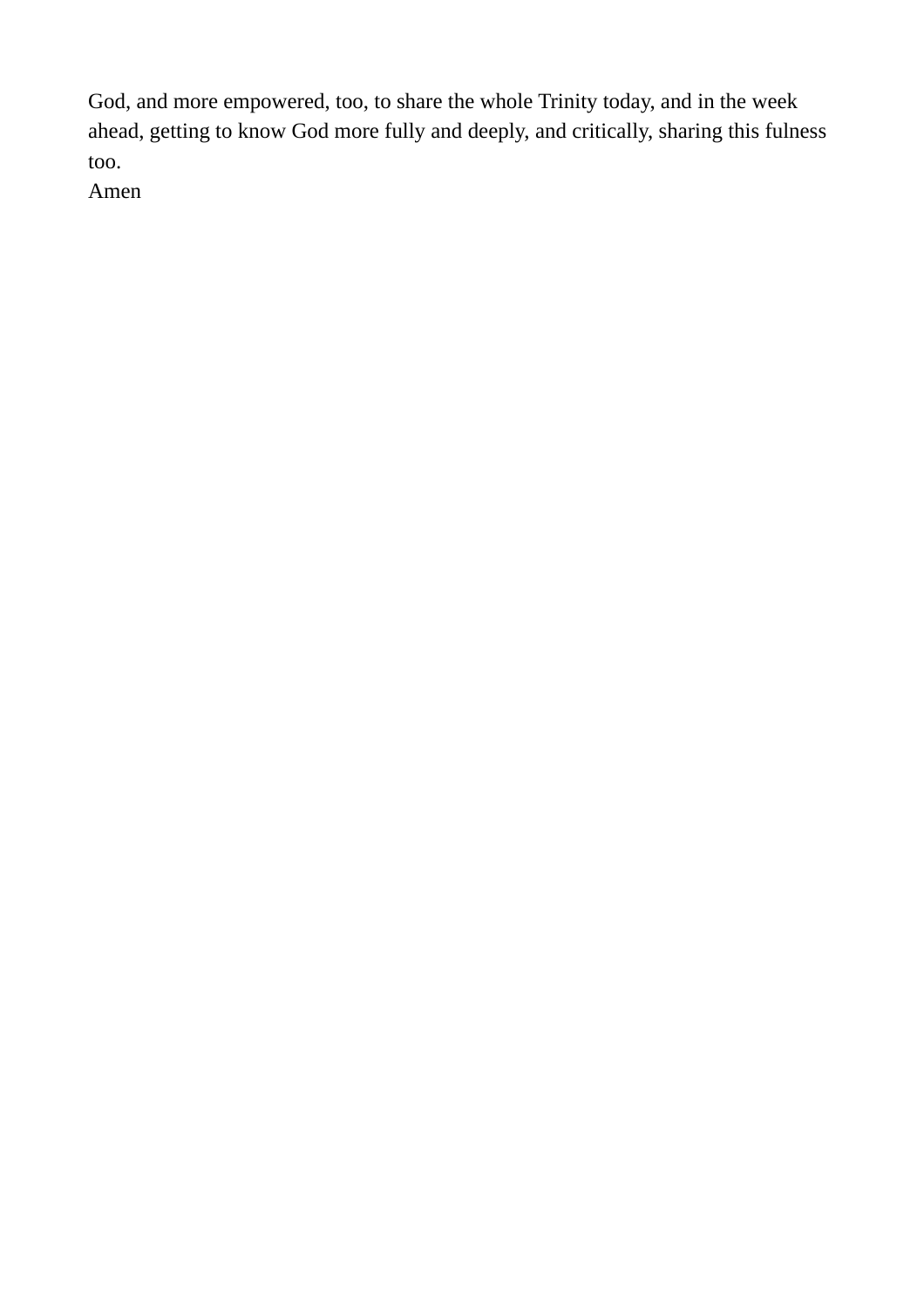God, and more empowered, too, to share the whole Trinity today, and in the week ahead, getting to know God more fully and deeply, and critically, sharing this fulness too.
Amen